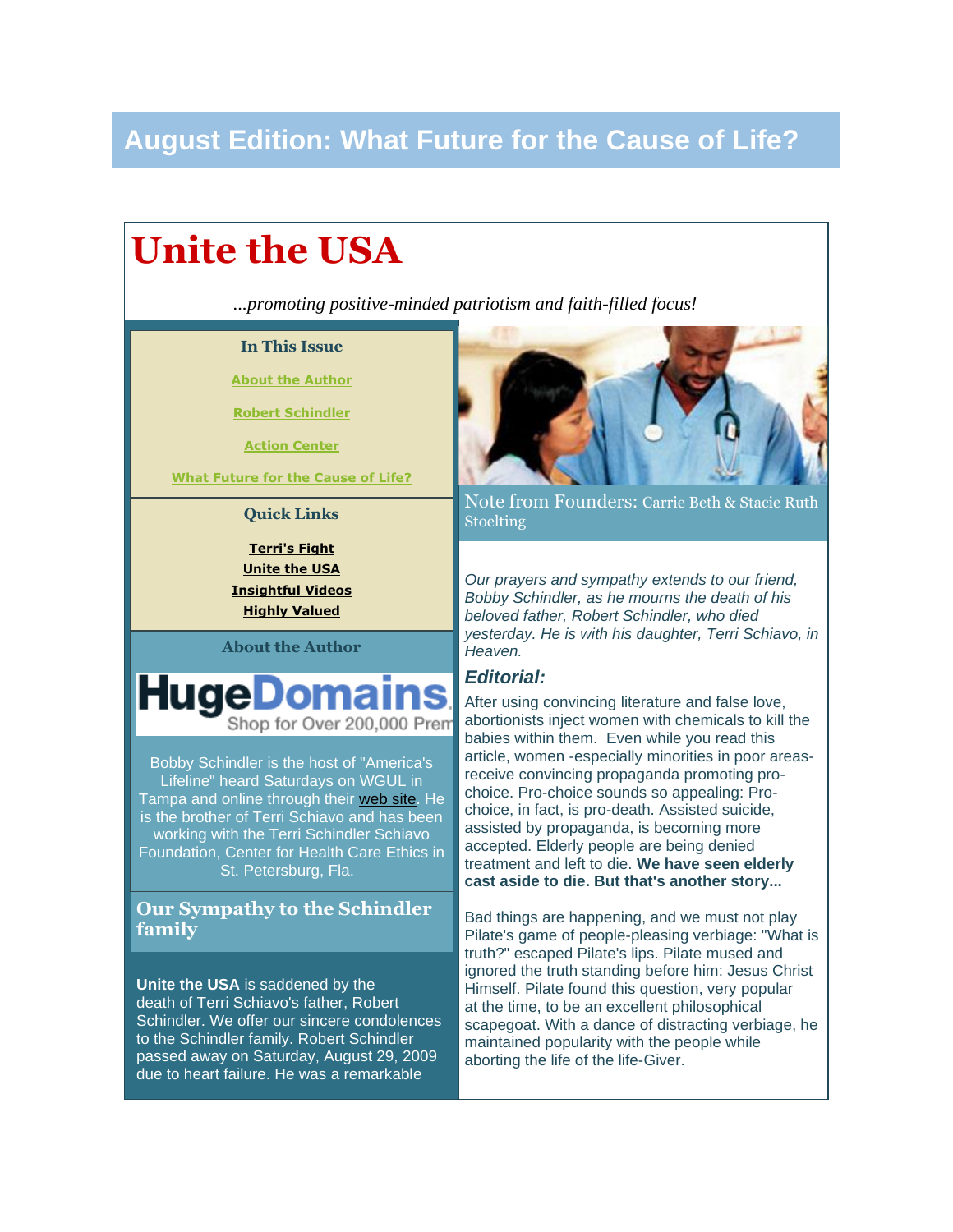# August Edition: What Future for the Cause of Life?

# Unite the USA

*...promoting positive-minded patriotism and faith-filled focus!*

### In This Issue

About the Author

Robert Schindler

Action Center

What Future for the Cause of Life?

### Quick Links

**Terri's Fight**
**Unite the USA**
**Insightful Videos**
**Highly Valued**

### About the Author

HugeDomains
Shop for Over 200,000 Prem

Bobby Schindler is the host of "America's Lifeline" heard Saturdays on WGUL in Tampa and online through their web site. He is the brother of Terri Schiavo and has been working with the Terri Schindler Schiavo Foundation, Center for Health Care Ethics in St. Petersburg, Fla.

### Our Sympathy to the Schindler family

**Unite the USA** is saddened by the death of Terri Schiavo's father, Robert Schindler. We offer our sincere condolences to the Schindler family. Robert Schindler passed away on Saturday, August 29, 2009 due to heart failure. He was a remarkable

## Note from Founders: Carrie Beth & Stacie Ruth Stoelting

*Our prayers and sympathy extends to our friend, Bobby Schindler, as he mourns the death of his beloved father, Robert Schindler, who died yesterday. He is with his daughter, Terri Schiavo, in Heaven.*

### *Editorial:*

After using convincing literature and false love, abortionists inject women with chemicals to kill the babies within them. Even while you read this article, women -especially minorities in poor areas- receive convincing propaganda promoting pro-choice. Pro-choice sounds so appealing: Pro-choice, in fact, is pro-death. Assisted suicide, assisted by propaganda, is becoming more accepted. Elderly people are being denied treatment and left to die. **We have seen elderly cast aside to die. But that's another story...**

Bad things are happening, and we must not play Pilate's game of people-pleasing verbiage: "What is truth?" escaped Pilate's lips. Pilate mused and ignored the truth standing before him: Jesus Christ Himself. Pilate found this question, very popular at the time, to be an excellent philosophical scapegoat. With a dance of distracting verbiage, he maintained popularity with the people while aborting the life of the life-Giver.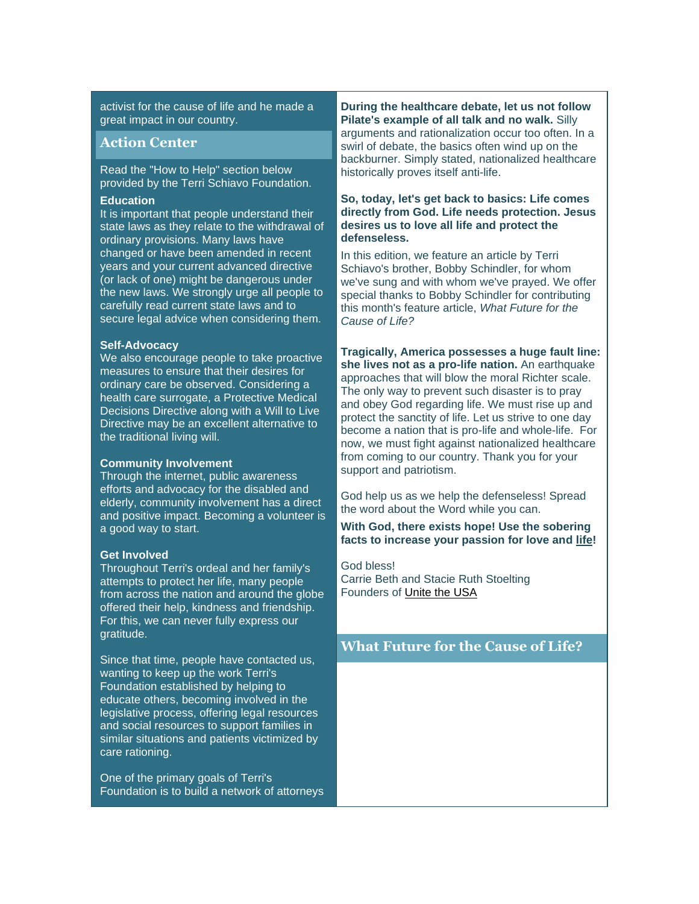activist for the cause of life and he made a great impact in our country.

## Action Center

Read the "How to Help" section below provided by the Terri Schiavo Foundation.

**Education**
It is important that people understand their state laws as they relate to the withdrawal of ordinary provisions. Many laws have changed or have been amended in recent years and your current advanced directive (or lack of one) might be dangerous under the new laws. We strongly urge all people to carefully read current state laws and to secure legal advice when considering them.

**Self-Advocacy**
We also encourage people to take proactive measures to ensure that their desires for ordinary care be observed. Considering a health care surrogate, a Protective Medical Decisions Directive along with a Will to Live Directive may be an excellent alternative to the traditional living will.

**Community Involvement**
Through the internet, public awareness efforts and advocacy for the disabled and elderly, community involvement has a direct and positive impact. Becoming a volunteer is a good way to start.

**Get Involved**
Throughout Terri's ordeal and her family's attempts to protect her life, many people from across the nation and around the globe offered their help, kindness and friendship. For this, we can never fully express our gratitude.

Since that time, people have contacted us, wanting to keep up the work Terri's Foundation established by helping to educate others, becoming involved in the legislative process, offering legal resources and social resources to support families in similar situations and patients victimized by care rationing.

One of the primary goals of Terri's Foundation is to build a network of attorneys

**During the healthcare debate, let us not follow Pilate's example of all talk and no walk.** Silly arguments and rationalization occur too often. In a swirl of debate, the basics often wind up on the backburner. Simply stated, nationalized healthcare historically proves itself anti-life.

**So, today, let's get back to basics: Life comes directly from God. Life needs protection. Jesus desires us to love all life and protect the defenseless.**

In this edition, we feature an article by Terri Schiavo's brother, Bobby Schindler, for whom we've sung and with whom we've prayed. We offer special thanks to Bobby Schindler for contributing this month's feature article, *What Future for the Cause of Life?*

**Tragically, America possesses a huge fault line: she lives not as a pro-life nation.** An earthquake approaches that will blow the moral Richter scale. The only way to prevent such disaster is to pray and obey God regarding life. We must rise up and protect the sanctity of life. Let us strive to one day become a nation that is pro-life and whole-life. For now, we must fight against nationalized healthcare from coming to our country. Thank you for your support and patriotism.

God help us as we help the defenseless! Spread the word about the Word while you can.

**With God, there exists hope! Use the sobering facts to increase your passion for love and life!**

God bless!
Carrie Beth and Stacie Ruth Stoelting
Founders of Unite the USA

## What Future for the Cause of Life?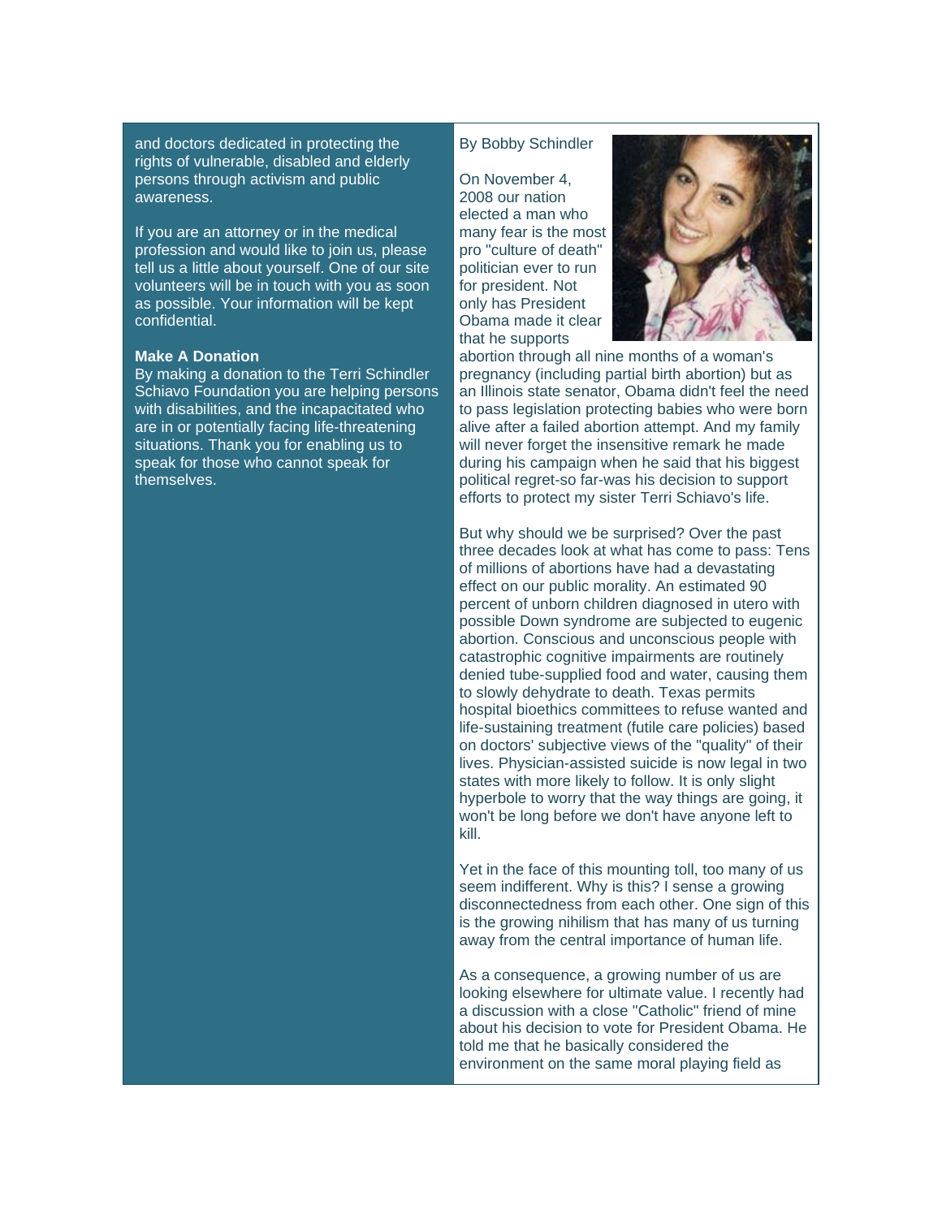and doctors dedicated in protecting the rights of vulnerable, disabled and elderly persons through activism and public awareness.

If you are an attorney or in the medical profession and would like to join us, please tell us a little about yourself. One of our site volunteers will be in touch with you as soon as possible. Your information will be kept confidential.

**Make A Donation**
By making a donation to the Terri Schindler Schiavo Foundation you are helping persons with disabilities, and the incapacitated who are in or potentially facing life-threatening situations. Thank you for enabling us to speak for those who cannot speak for themselves.

By Bobby Schindler

On November 4, 2008 our nation elected a man who many fear is the most pro "culture of death" politician ever to run for president. Not only has President Obama made it clear that he supports abortion through all nine months of a woman's pregnancy (including partial birth abortion) but as an Illinois state senator, Obama didn't feel the need to pass legislation protecting babies who were born alive after a failed abortion attempt. And my family will never forget the insensitive remark he made during his campaign when he said that his biggest political regret-so far-was his decision to support efforts to protect my sister Terri Schiavo's life.

But why should we be surprised? Over the past three decades look at what has come to pass: Tens of millions of abortions have had a devastating effect on our public morality. An estimated 90 percent of unborn children diagnosed in utero with possible Down syndrome are subjected to eugenic abortion. Conscious and unconscious people with catastrophic cognitive impairments are routinely denied tube-supplied food and water, causing them to slowly dehydrate to death. Texas permits hospital bioethics committees to refuse wanted and life-sustaining treatment (futile care policies) based on doctors' subjective views of the "quality" of their lives. Physician-assisted suicide is now legal in two states with more likely to follow. It is only slight hyperbole to worry that the way things are going, it won't be long before we don't have anyone left to kill.

Yet in the face of this mounting toll, too many of us seem indifferent. Why is this? I sense a growing disconnectedness from each other. One sign of this is the growing nihilism that has many of us turning away from the central importance of human life.

As a consequence, a growing number of us are looking elsewhere for ultimate value. I recently had a discussion with a close "Catholic" friend of mine about his decision to vote for President Obama. He told me that he basically considered the environment on the same moral playing field as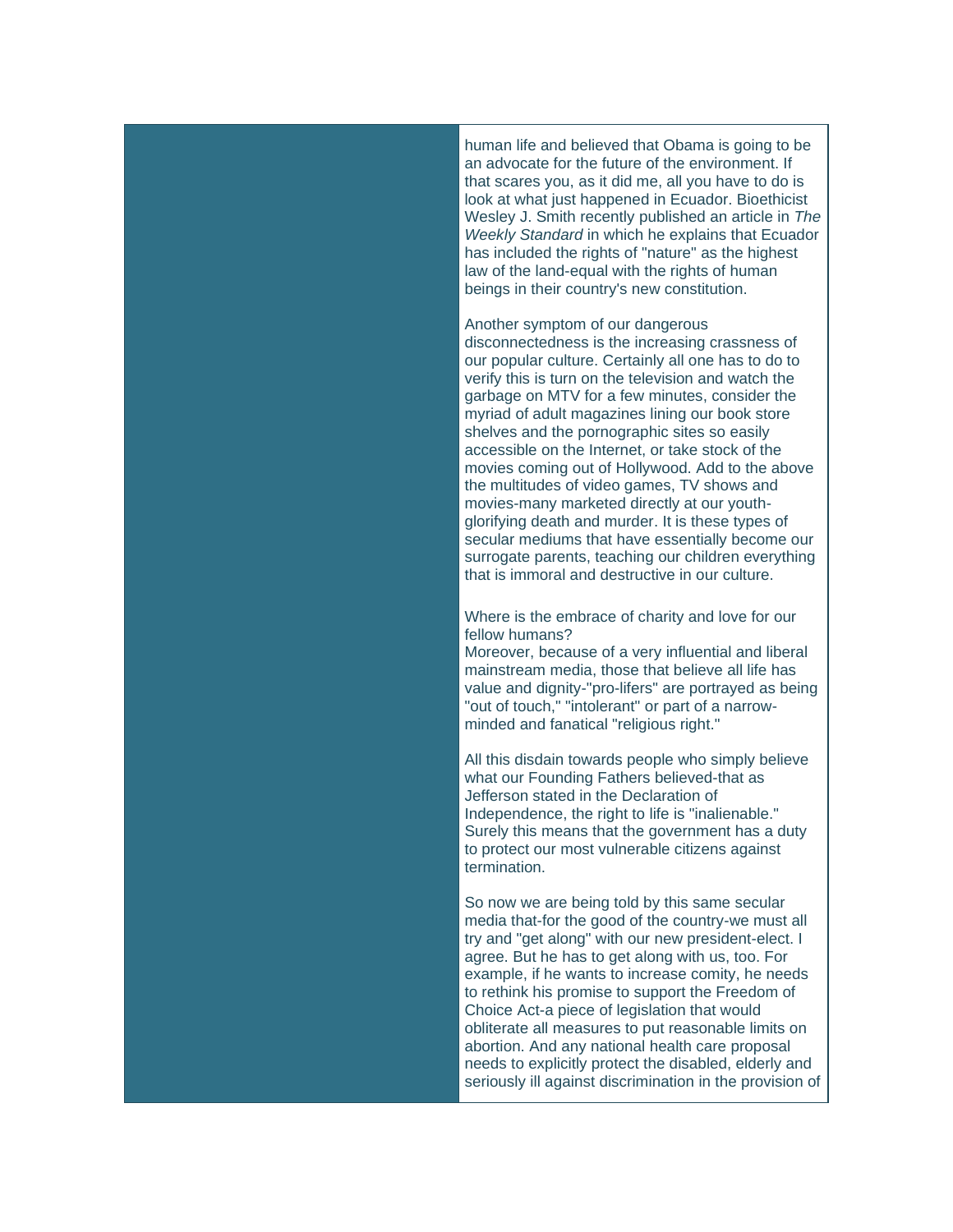human life and believed that Obama is going to be an advocate for the future of the environment. If that scares you, as it did me, all you have to do is look at what just happened in Ecuador. Bioethicist Wesley J. Smith recently published an article in *The Weekly Standard* in which he explains that Ecuador has included the rights of "nature" as the highest law of the land-equal with the rights of human beings in their country's new constitution.

Another symptom of our dangerous disconnectedness is the increasing crassness of our popular culture. Certainly all one has to do to verify this is turn on the television and watch the garbage on MTV for a few minutes, consider the myriad of adult magazines lining our book store shelves and the pornographic sites so easily accessible on the Internet, or take stock of the movies coming out of Hollywood. Add to the above the multitudes of video games, TV shows and movies-many marketed directly at our youth-glorifying death and murder. It is these types of secular mediums that have essentially become our surrogate parents, teaching our children everything that is immoral and destructive in our culture.

Where is the embrace of charity and love for our fellow humans?
Moreover, because of a very influential and liberal mainstream media, those that believe all life has value and dignity-"pro-lifers" are portrayed as being "out of touch," "intolerant" or part of a narrow-minded and fanatical "religious right."

All this disdain towards people who simply believe what our Founding Fathers believed-that as Jefferson stated in the Declaration of Independence, the right to life is "inalienable." Surely this means that the government has a duty to protect our most vulnerable citizens against termination.

So now we are being told by this same secular media that-for the good of the country-we must all try and "get along" with our new president-elect. I agree. But he has to get along with us, too. For example, if he wants to increase comity, he needs to rethink his promise to support the Freedom of Choice Act-a piece of legislation that would obliterate all measures to put reasonable limits on abortion. And any national health care proposal needs to explicitly protect the disabled, elderly and seriously ill against discrimination in the provision of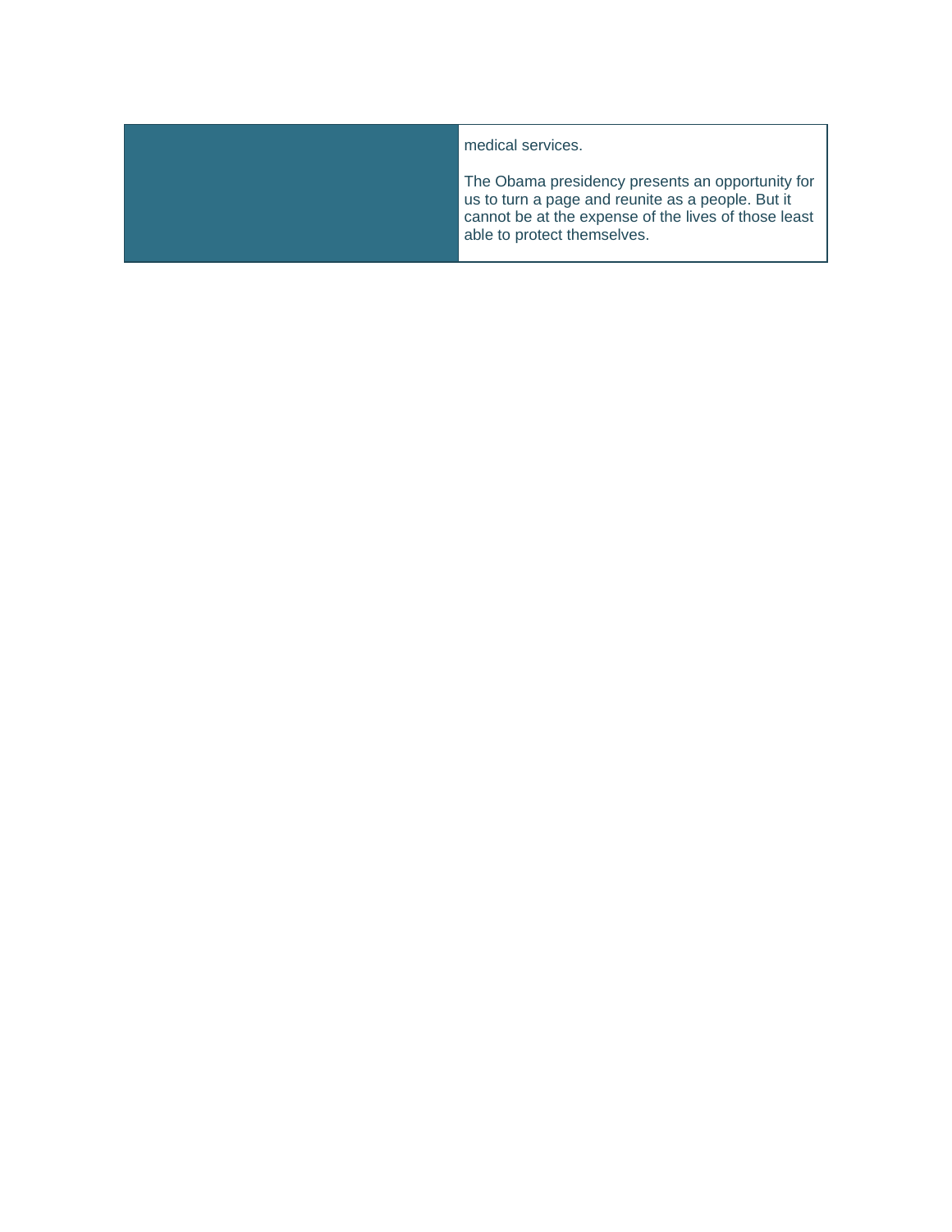medical services.

The Obama presidency presents an opportunity for us to turn a page and reunite as a people. But it cannot be at the expense of the lives of those least able to protect themselves.